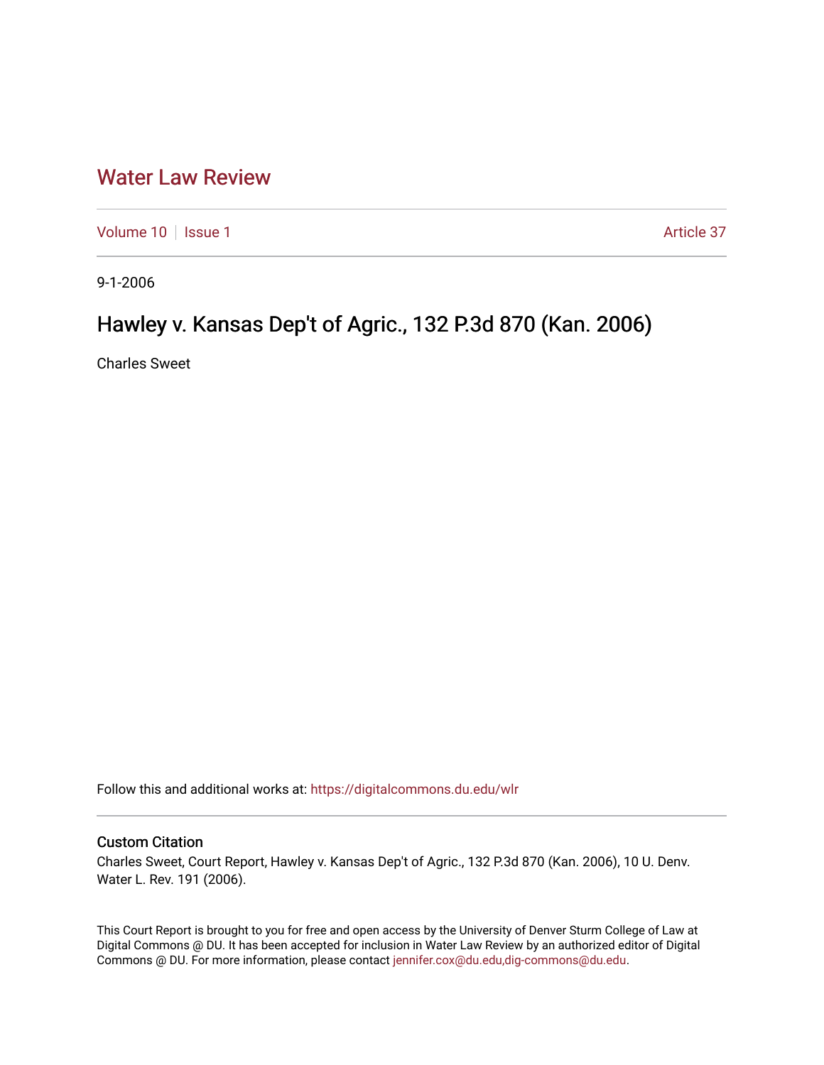# Water Law Review

Volume 10 | Issue 1 Article 37

9-1-2006

## Hawley v. Kansas Dep't of Agric., 132 P.3d 870 (Kan. 2006)

Charles Sweet

Follow this and additional works at: https://digitalcommons.du.edu/wlr

### Custom Citation

Charles Sweet, Court Report, Hawley v. Kansas Dep't of Agric., 132 P.3d 870 (Kan. 2006), 10 U. Denv. Water L. Rev. 191 (2006).

This Court Report is brought to you for free and open access by the University of Denver Sturm College of Law at Digital Commons @ DU. It has been accepted for inclusion in Water Law Review by an authorized editor of Digital Commons @ DU. For more information, please contact jennifer.cox@du.edu,dig-commons@du.edu.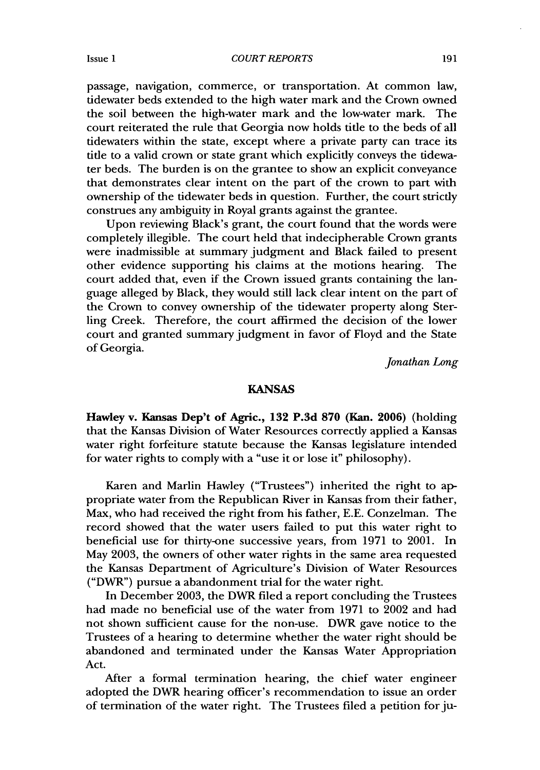passage, navigation, commerce, or transportation. At common law, tidewater beds extended to the high water mark and the Crown owned the soil between the high-water mark and the low-water mark. The court reiterated the rule that Georgia now holds title to the beds of all tidewaters within the state, except where a private party can trace its title to a valid crown or state grant which explicitly conveys the tidewater beds. The burden is on the grantee to show an explicit conveyance that demonstrates clear intent on the part of the crown to part with ownership of the tidewater beds in question. Further, the court strictly construes any ambiguity in Royal grants against the grantee.

Upon reviewing Black's grant, the court found that the words were completely illegible. The court held that indecipherable Crown grants were inadmissible at summary judgment and Black failed to present other evidence supporting his claims at the motions hearing. The court added that, even if the Crown issued grants containing the language alleged by Black, they would still lack clear intent on the part of the Crown to convey ownership of the tidewater property along Sterling Creek. Therefore, the court affirmed the decision of the lower court and granted summary judgment in favor of Floyd and the State of Georgia.

*Jonathan Long*

## KANSAS

**Hawley v. Kansas Dep't of Agric., 132 P.3d 870 (Kan. 2006)** (holding that the Kansas Division of Water Resources correctly applied a Kansas water right forfeiture statute because the Kansas legislature intended for water rights to comply with a "use it or lose it" philosophy).

Karen and Marlin Hawley ("Trustees") inherited the right to appropriate water from the Republican River in Kansas from their father, Max, who had received the right from his father, E.E. Conzelman. The record showed that the water users failed to put this water right to beneficial use for thirty-one successive years, from 1971 to 2001. In May 2003, the owners of other water rights in the same area requested the Kansas Department of Agriculture's Division of Water Resources ("DWR") pursue a abandonment trial for the water right.

In December 2003, the DWR filed a report concluding the Trustees had made no beneficial use of the water from 1971 to 2002 and had not shown sufficient cause for the non-use. DWR gave notice to the Trustees of a hearing to determine whether the water right should be abandoned and terminated under the Kansas Water Appropriation Act.

After a formal termination hearing, the chief water engineer adopted the DWR hearing officer's recommendation to issue an order of termination of the water right. The Trustees filed a petition for ju-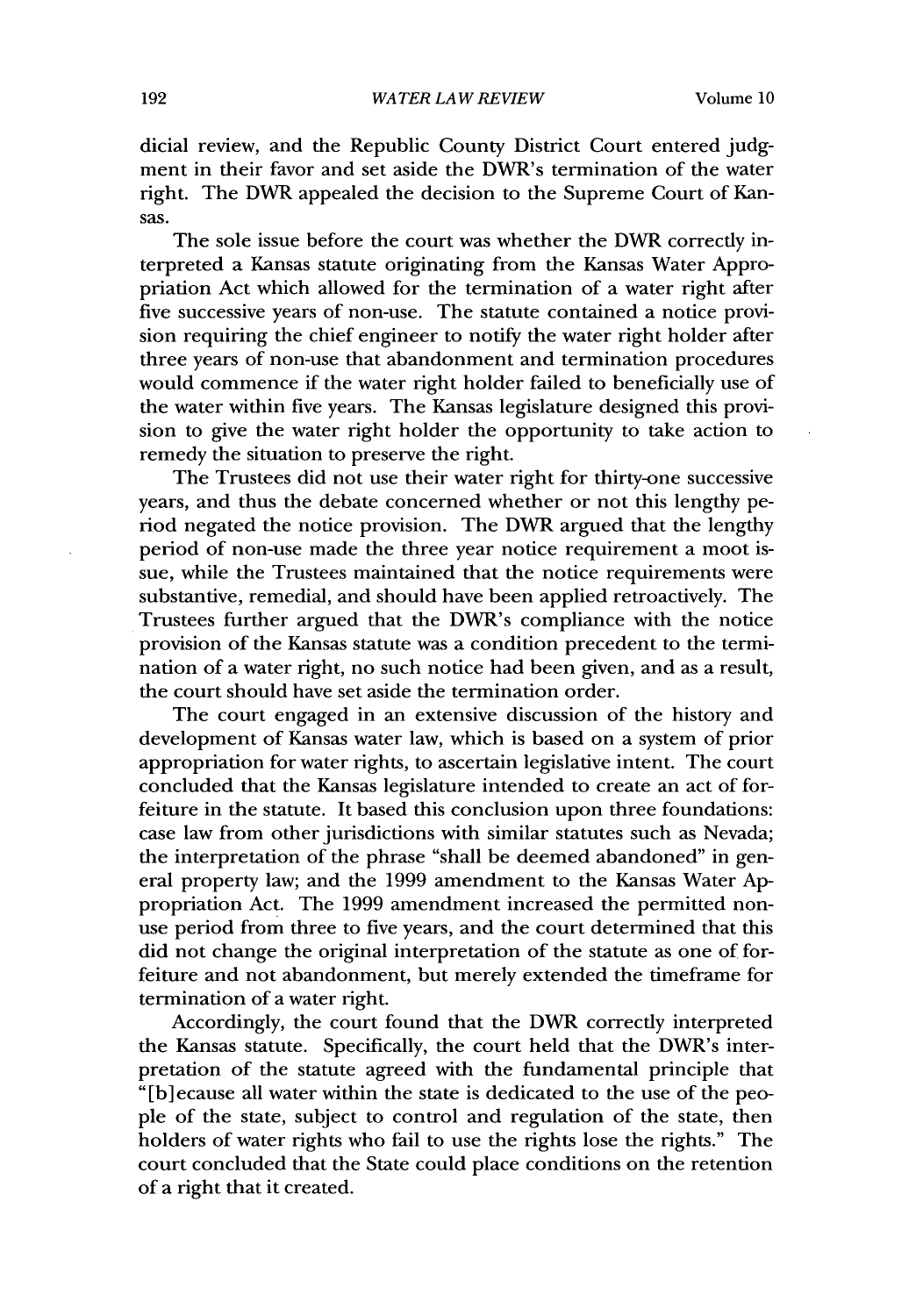dicial review, and the Republic County District Court entered judgment in their favor and set aside the DWR's termination of the water right. The DWR appealed the decision to the Supreme Court of Kansas.

The sole issue before the court was whether the DWR correctly interpreted a Kansas statute originating from the Kansas Water Appropriation Act which allowed for the termination of a water right after five successive years of non-use. The statute contained a notice provision requiring the chief engineer to notify the water right holder after three years of non-use that abandonment and termination procedures would commence if the water right holder failed to beneficially use of the water within five years. The Kansas legislature designed this provision to give the water right holder the opportunity to take action to remedy the situation to preserve the right.

The Trustees did not use their water right for thirty-one successive years, and thus the debate concerned whether or not this lengthy period negated the notice provision. The DWR argued that the lengthy period of non-use made the three year notice requirement a moot issue, while the Trustees maintained that the notice requirements were substantive, remedial, and should have been applied retroactively. The Trustees further argued that the DWR's compliance with the notice provision of the Kansas statute was a condition precedent to the termination of a water right, no such notice had been given, and as a result, the court should have set aside the termination order.

The court engaged in an extensive discussion of the history and development of Kansas water law, which is based on a system of prior appropriation for water rights, to ascertain legislative intent. The court concluded that the Kansas legislature intended to create an act of forfeiture in the statute. It based this conclusion upon three foundations: case law from other jurisdictions with similar statutes such as Nevada; the interpretation of the phrase "shall be deemed abandoned" in general property law; and the 1999 amendment to the Kansas Water Appropriation Act. The 1999 amendment increased the permitted non-use period from three to five years, and the court determined that this did not change the original interpretation of the statute as one of forfeiture and not abandonment, but merely extended the timeframe for termination of a water right.

Accordingly, the court found that the DWR correctly interpreted the Kansas statute. Specifically, the court held that the DWR's interpretation of the statute agreed with the fundamental principle that "[b]ecause all water within the state is dedicated to the use of the people of the state, subject to control and regulation of the state, then holders of water rights who fail to use the rights lose the rights." The court concluded that the State could place conditions on the retention of a right that it created.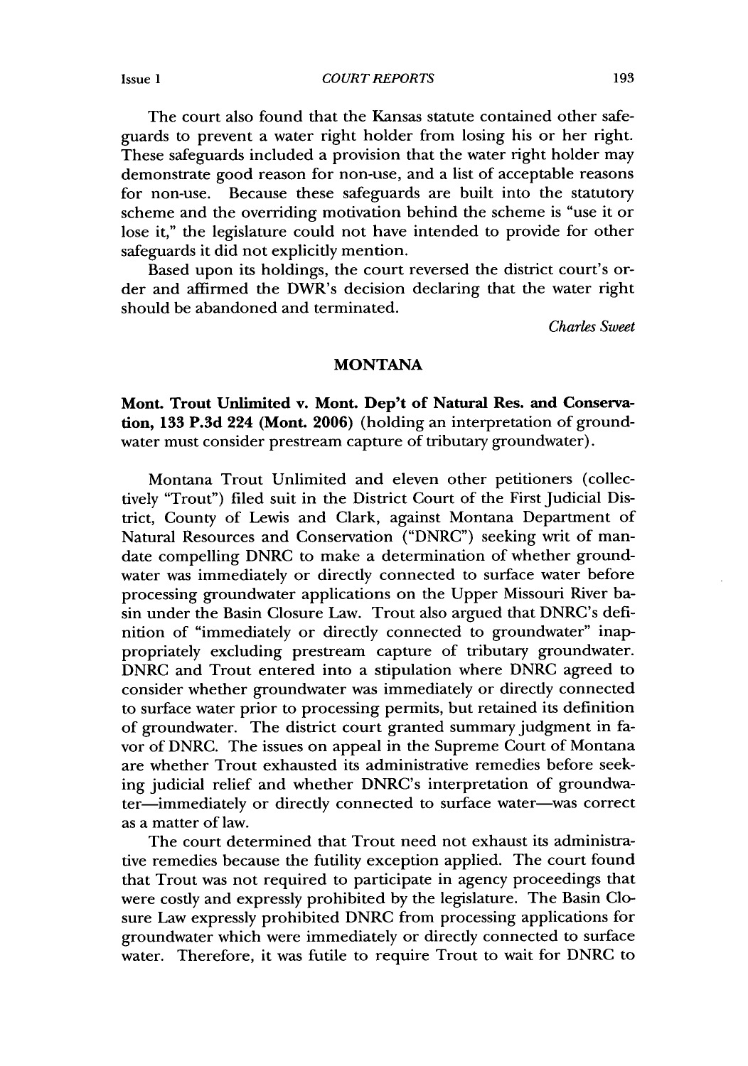The court also found that the Kansas statute contained other safeguards to prevent a water right holder from losing his or her right. These safeguards included a provision that the water right holder may demonstrate good reason for non-use, and a list of acceptable reasons for non-use. Because these safeguards are built into the statutory scheme and the overriding motivation behind the scheme is "use it or lose it," the legislature could not have intended to provide for other safeguards it did not explicitly mention.

Based upon its holdings, the court reversed the district court's order and affirmed the DWR's decision declaring that the water right should be abandoned and terminated.

*Charles Sweet*

## MONTANA

**Mont. Trout Unlimited v. Mont. Dep't of Natural Res. and Conservation, 133 P.3d 224 (Mont. 2006)** (holding an interpretation of groundwater must consider prestream capture of tributary groundwater).

Montana Trout Unlimited and eleven other petitioners (collectively "Trout") filed suit in the District Court of the First Judicial District, County of Lewis and Clark, against Montana Department of Natural Resources and Conservation ("DNRC") seeking writ of mandate compelling DNRC to make a determination of whether groundwater was immediately or directly connected to surface water before processing groundwater applications on the Upper Missouri River basin under the Basin Closure Law. Trout also argued that DNRC's definition of "immediately or directly connected to groundwater" inappropriately excluding prestream capture of tributary groundwater. DNRC and Trout entered into a stipulation where DNRC agreed to consider whether groundwater was immediately or directly connected to surface water prior to processing permits, but retained its definition of groundwater. The district court granted summary judgment in favor of DNRC. The issues on appeal in the Supreme Court of Montana are whether Trout exhausted its administrative remedies before seeking judicial relief and whether DNRC's interpretation of groundwater—immediately or directly connected to surface water—was correct as a matter of law.

The court determined that Trout need not exhaust its administrative remedies because the futility exception applied. The court found that Trout was not required to participate in agency proceedings that were costly and expressly prohibited by the legislature. The Basin Closure Law expressly prohibited DNRC from processing applications for groundwater which were immediately or directly connected to surface water. Therefore, it was futile to require Trout to wait for DNRC to